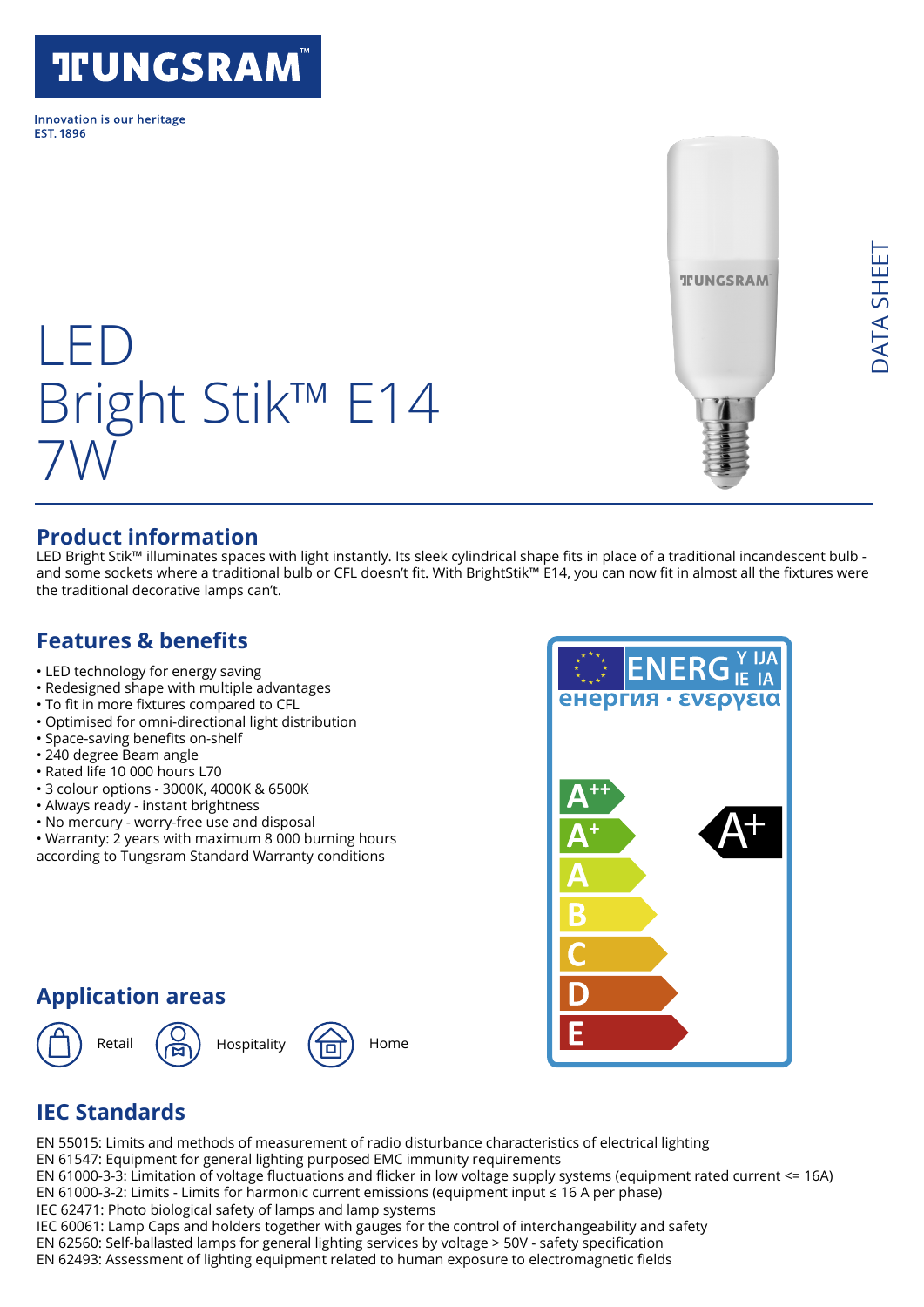# TUNGSRAM™

Innovation is our heritage
EST. 1896

DATA SHEET

# LED Bright Stik™ E14 7W

## Product information

LED Bright Stik™ illuminates spaces with light instantly. Its sleek cylindrical shape fits in place of a traditional incandescent bulb - and some sockets where a traditional bulb or CFL doesn't fit. With BrightStik™ E14, you can now fit in almost all the fixtures were the traditional decorative lamps can't.

## Features & benefits

- LED technology for energy saving
- Redesigned shape with multiple advantages
- To fit in more fixtures compared to CFL
- Optimised for omni-directional light distribution
- Space-saving benefits on-shelf
- 240 degree Beam angle
- Rated life 10 000 hours L70
- 3 colour options - 3000K, 4000K & 6500K
- Always ready - instant brightness
- No mercury - worry-free use and disposal
- Warranty: 2 years with maximum 8 000 burning hours according to Tungsram Standard Warranty conditions

ENERGY IJA IE IA енергия · ενεργεια

Energy class: A+ (scale A++ to E)

## Application areas

Retail · Hospitality · Home

## IEC Standards

EN 55015: Limits and methods of measurement of radio disturbance characteristics of electrical lighting
EN 61547: Equipment for general lighting purposed EMC immunity requirements
EN 61000-3-3: Limitation of voltage fluctuations and flicker in low voltage supply systems (equipment rated current <= 16A)
EN 61000-3-2: Limits - Limits for harmonic current emissions (equipment input ≤ 16 A per phase)
IEC 62471: Photo biological safety of lamps and lamp systems
IEC 60061: Lamp Caps and holders together with gauges for the control of interchangeability and safety
EN 62560: Self-ballasted lamps for general lighting services by voltage > 50V - safety specification
EN 62493: Assessment of lighting equipment related to human exposure to electromagnetic fields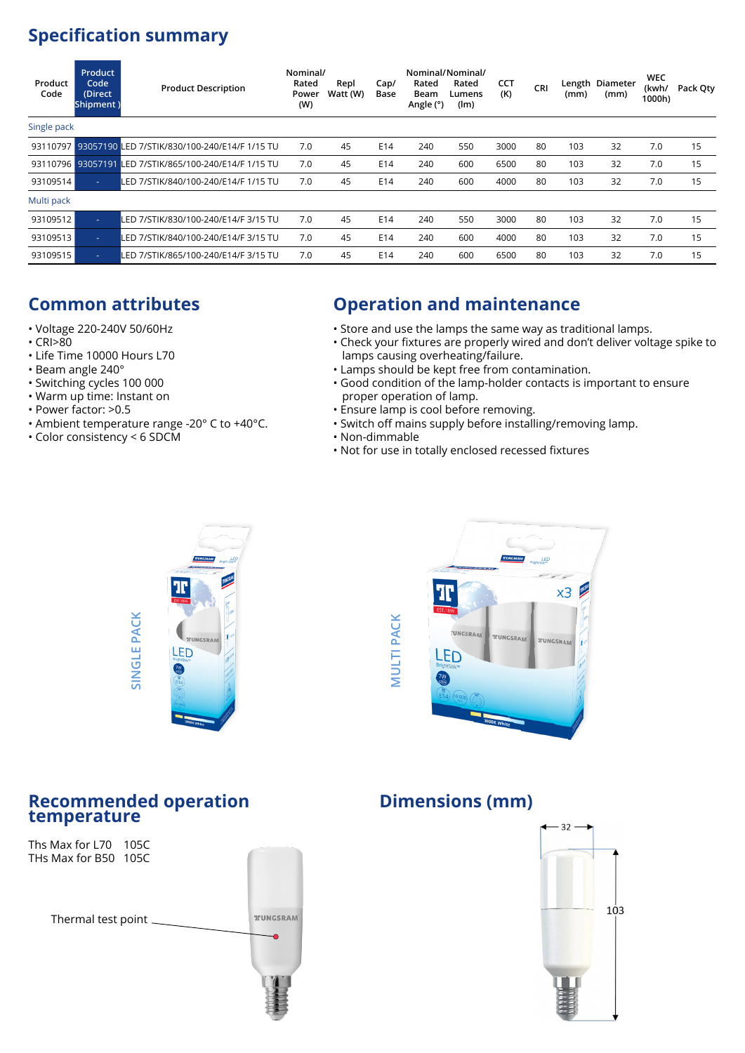## Specification summary

| Product Code | Product Code (Direct Shipment) | Product Description | Nominal/ Rated Power (W) | Repl Watt (W) | Cap/ Base | Nominal/ Rated Beam Angle (°) | Nominal/ Rated Lumens (lm) | CCT (K) | CRI | Length (mm) | Diameter (mm) | WEC (kwh/ 1000h) | Pack Qty |
|---|---|---|---|---|---|---|---|---|---|---|---|---|---|
| Single pack | | | | | | | | | | | | | |
| 93110797 | 93057190 | LED 7/STIK/830/100-240/E14/F 1/15 TU | 7.0 | 45 | E14 | 240 | 550 | 3000 | 80 | 103 | 32 | 7.0 | 15 |
| 93110796 | 93057191 | LED 7/STIK/865/100-240/E14/F 1/15 TU | 7.0 | 45 | E14 | 240 | 600 | 6500 | 80 | 103 | 32 | 7.0 | 15 |
| 93109514 | - | LED 7/STIK/840/100-240/E14/F 1/15 TU | 7.0 | 45 | E14 | 240 | 600 | 4000 | 80 | 103 | 32 | 7.0 | 15 |
| Multi pack | | | | | | | | | | | | | |
| 93109512 | - | LED 7/STIK/830/100-240/E14/F 3/15 TU | 7.0 | 45 | E14 | 240 | 550 | 3000 | 80 | 103 | 32 | 7.0 | 15 |
| 93109513 | - | LED 7/STIK/840/100-240/E14/F 3/15 TU | 7.0 | 45 | E14 | 240 | 600 | 4000 | 80 | 103 | 32 | 7.0 | 15 |
| 93109515 | - | LED 7/STIK/865/100-240/E14/F 3/15 TU | 7.0 | 45 | E14 | 240 | 600 | 6500 | 80 | 103 | 32 | 7.0 | 15 |

## Common attributes

- Voltage 220-240V 50/60Hz
- CRI>80
- Life Time 10000 Hours L70
- Beam angle 240°
- Switching cycles 100 000
- Warm up time: Instant on
- Power factor: >0.5
- Ambient temperature range -20° C to +40°C.
- Color consistency < 6 SDCM

## Operation and maintenance

- Store and use the lamps the same way as traditional lamps.
- Check your fixtures are properly wired and don't deliver voltage spike to lamps causing overheating/failure.
- Lamps should be kept free from contamination.
- Good condition of the lamp-holder contacts is important to ensure proper operation of lamp.
- Ensure lamp is cool before removing.
- Switch off mains supply before installing/removing lamp.
- Non-dimmable
- Not for use in totally enclosed recessed fixtures

SINGLE PACK

MULTI PACK

## Recommended operation temperature

Ths Max for L70 105C
THs Max for B50 105C

Thermal test point

## Dimensions (mm)

32

103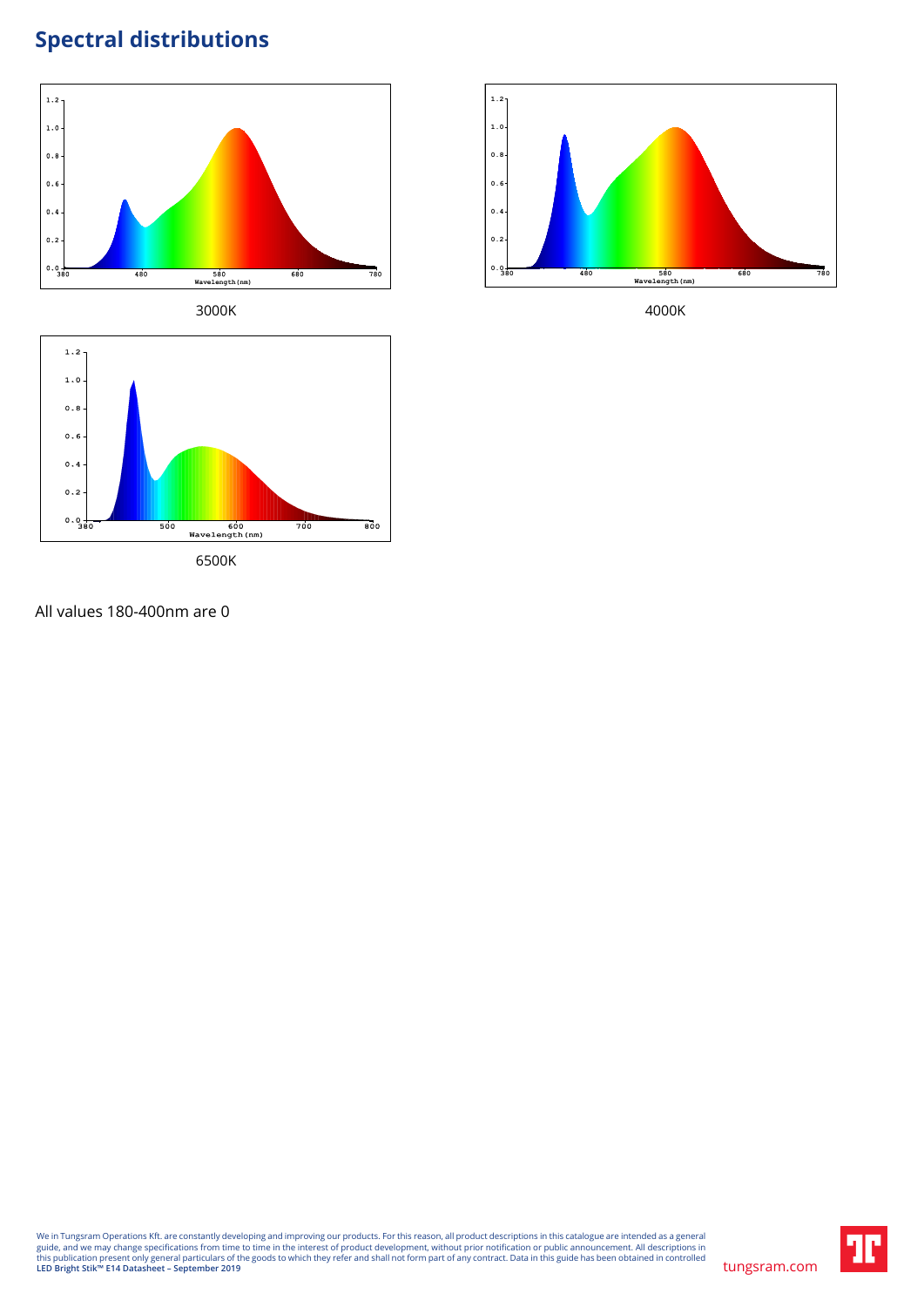# Spectral distributions

1.2
1.0
0.8
0.6
0.4
0.2
0.0
380
480
580
680
780
Wavelength(nm)

3000K

1.2
1.0
0.8
0.6
0.4
0.2
0.0
380
480
580
680
780
Wavelength(nm)

4000K

1.2
1.0
0.8
0.6
0.4
0.2
0.0
380
500
600
700
800
Wavelength(nm)

6500K

All values 180-400nm are 0

We in Tungsram Operations Kft. are constantly developing and improving our products. For this reason, all product descriptions in this catalogue are intended as a general guide, and we may change specifications from time to time in the interest of product development, without prior notification or public announcement. All descriptions in this publication present only general particulars of the goods to which they refer and shall not form part of any contract. Data in this guide has been obtained in controlled

**LED Bright Stik™ E14 Datasheet – September 2019**

tungsram.com